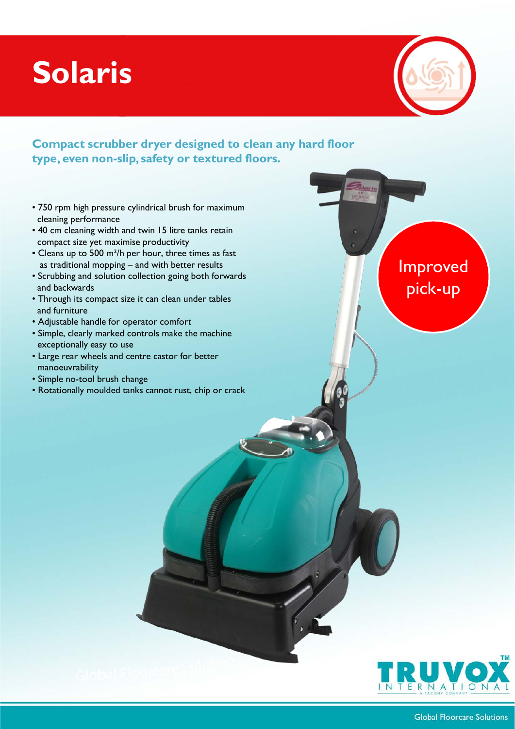# Solaris

**Compact scrubber dryer designed to clean any hard floor type, even non-slip, safety or textured floors.**

- 750 rpm high pressure cylindrical brush for maximum cleaning performance
- 40 cm cleaning width and twin 15 litre tanks retain compact size yet maximise productivity
- Cleans up to 500 m²/h per hour, three times as fast as traditional mopping – and with better results
- Scrubbing and solution collection going both forwards and backwards
- Through its compact size it can clean under tables and furniture
- Adjustable handle for operator comfort
- Simple, clearly marked controls make the machine exceptionally easy to use
- Large rear wheels and centre castor for better manoeuvrability
- Simple no-tool brush change
- Rotationally moulded tanks cannot rust, chip or crack

Improved pick-up

TRUVOX INTERNATIONAL

Global Floorcare Solutions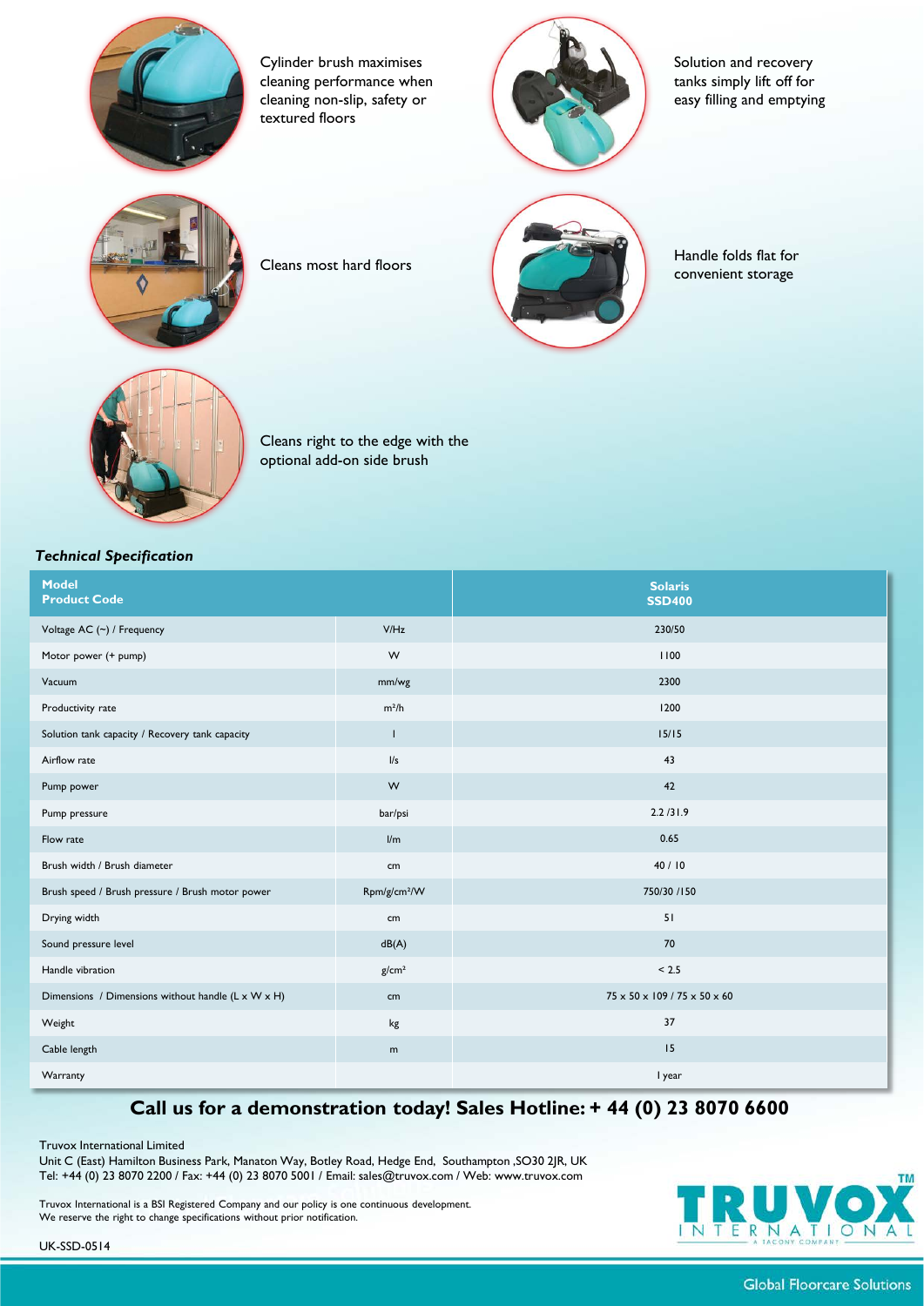Cylinder brush maximises cleaning performance when cleaning non-slip, safety or textured floors

Solution and recovery tanks simply lift off for easy filling and emptying

Cleans most hard floors

Handle folds flat for convenient storage

Cleans right to the edge with the optional add-on side brush

***Technical Specification***

| **Model**<br>**Product Code** | | **Solaris**<br>**SSD400** |
|---|---|---|
| Voltage AC (~) / Frequency | V/Hz | 230/50 |
| Motor power (+ pump) | W | 1100 |
| Vacuum | mm/wg | 2300 |
| Productivity rate | $m^2/h$ | 1200 |
| Solution tank capacity / Recovery tank capacity | l | 15/15 |
| Airflow rate | l/s | 43 |
| Pump power | W | 42 |
| Pump pressure | bar/psi | 2.2 /31.9 |
| Flow rate | l/m | 0.65 |
| Brush width / Brush diameter | cm | 40 / 10 |
| Brush speed / Brush pressure / Brush motor power | Rpm/g/cm²/W | 750/30 /150 |
| Drying width | cm | 51 |
| Sound pressure level | dB(A) | 70 |
| Handle vibration | g/cm² | < 2.5 |
| Dimensions / Dimensions without handle (L x W x H) | cm | 75 x 50 x 109 / 75 x 50 x 60 |
| Weight | kg | 37 |
| Cable length | m | 15 |
| Warranty | | 1 year |

## Call us for a demonstration today! Sales Hotline: + 44 (0) 23 8070 6600

Truvox International Limited
Unit C (East) Hamilton Business Park, Manaton Way, Botley Road, Hedge End, Southampton ,SO30 2JR, UK
Tel: +44 (0) 23 8070 2200 / Fax: +44 (0) 23 8070 5001 / Email: sales@truvox.com / Web: www.truvox.com

Truvox International is a BSI Registered Company and our policy is one continuous development.
We reserve the right to change specifications without prior notification.

UK-SSD-0514

TRUVOX™ INTERNATIONAL
A TACONY COMPANY

Global Floorcare Solutions